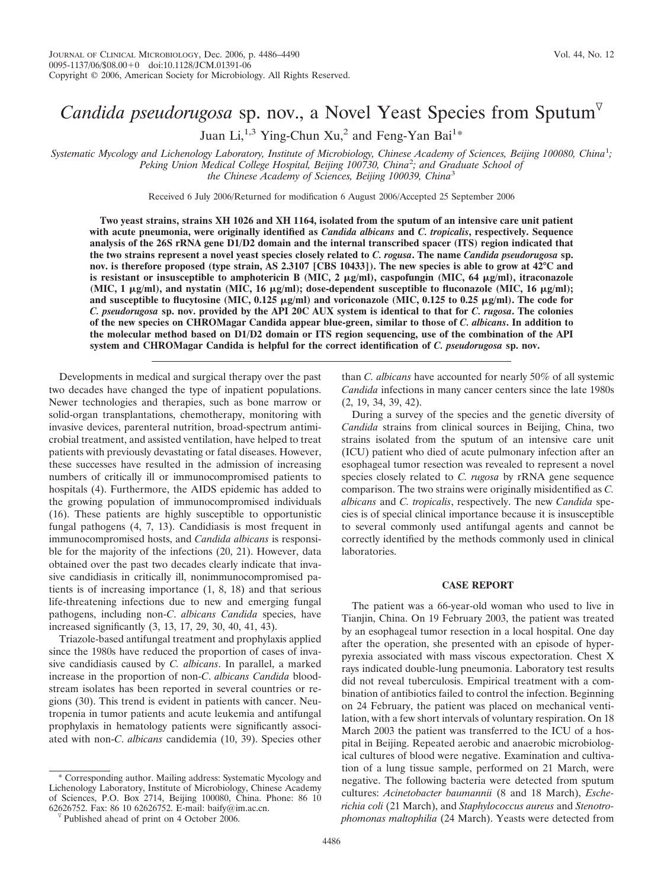# *Candida pseudorugosa* sp. nov., a Novel Yeast Species from Sputum

Juan Li,[1,3] Ying-Chun Xu,[2] and Feng-Yan Bai[1*]

*Systematic Mycology and Lichenology Laboratory, Institute of Microbiology, Chinese Academy of Sciences, Beijing 100080, China*[1]*; Peking Union Medical College Hospital, Beijing 100730, China*[2]*; and Graduate School of the Chinese Academy of Sciences, Beijing 100039, China*[3]

Received 6 July 2006/Returned for modification 6 August 2006/Accepted 25 September 2006

**Two yeast strains, strains XH 1026 and XH 1164, isolated from the sputum of an intensive care unit patient with acute pneumonia, were originally identified as *Candida albicans* and *C. tropicalis*, respectively. Sequence analysis of the 26S rRNA gene D1/D2 domain and the internal transcribed spacer (ITS) region indicated that the two strains represent a novel yeast species closely related to *C. rogusa*. The name *Candida pseudorugosa* sp. nov. is therefore proposed (type strain, AS 2.3107 [CBS 10433]). The new species is able to grow at 42°C and is resistant or insusceptible to amphotericin B (MIC, 2 μg/ml), caspofungin (MIC, 64 μg/ml), itraconazole (MIC, 1 μg/ml), and nystatin (MIC, 16 μg/ml); dose-dependent susceptible to fluconazole (MIC, 16 μg/ml); and susceptible to flucytosine (MIC, 0.125 μg/ml) and voriconazole (MIC, 0.125 to 0.25 μg/ml). The code for *C. pseudorugosa* sp. nov. provided by the API 20C AUX system is identical to that for *C. rugosa*. The colonies of the new species on CHROMagar Candida appear blue-green, similar to those of *C. albicans*. In addition to the molecular method based on D1/D2 domain or ITS region sequencing, use of the combination of the API system and CHROMagar Candida is helpful for the correct identification of *C. pseudorugosa* sp. nov.**

Developments in medical and surgical therapy over the past two decades have changed the type of inpatient populations. Newer technologies and therapies, such as bone marrow or solid-organ transplantations, chemotherapy, monitoring with invasive devices, parenteral nutrition, broad-spectrum antimicrobial treatment, and assisted ventilation, have helped to treat patients with previously devastating or fatal diseases. However, these successes have resulted in the admission of increasing numbers of critically ill or immunocompromised patients to hospitals (4). Furthermore, the AIDS epidemic has added to the growing population of immunocompromised individuals (16). These patients are highly susceptible to opportunistic fungal pathogens (4, 7, 13). Candidiasis is most frequent in immunocompromised hosts, and *Candida albicans* is responsible for the majority of the infections (20, 21). However, data obtained over the past two decades clearly indicate that invasive candidiasis in critically ill, nonimmunocompromised patients is of increasing importance (1, 8, 18) and that serious life-threatening infections due to new and emerging fungal pathogens, including non-*C*. *albicans Candida* species, have increased significantly (3, 13, 17, 29, 30, 40, 41, 43).

Triazole-based antifungal treatment and prophylaxis applied since the 1980s have reduced the proportion of cases of invasive candidiasis caused by *C. albicans*. In parallel, a marked increase in the proportion of non-*C*. *albicans Candida* bloodstream isolates has been reported in several countries or regions (30). This trend is evident in patients with cancer. Neutropenia in tumor patients and acute leukemia and antifungal prophylaxis in hematology patients were significantly associated with non-*C*. *albicans* candidemia (10, 39). Species other than *C. albicans* have accounted for nearly 50% of all systemic *Candida* infections in many cancer centers since the late 1980s (2, 19, 34, 39, 42).

During a survey of the species and the genetic diversity of *Candida* strains from clinical sources in Beijing, China, two strains isolated from the sputum of an intensive care unit (ICU) patient who died of acute pulmonary infection after an esophageal tumor resection was revealed to represent a novel species closely related to *C. rugosa* by rRNA gene sequence comparison. The two strains were originally misidentified as *C. albicans* and *C. tropicalis*, respectively. The new *Candida* species is of special clinical importance because it is insusceptible to several commonly used antifungal agents and cannot be correctly identified by the methods commonly used in clinical laboratories.

## CASE REPORT

The patient was a 66-year-old woman who used to live in Tianjin, China. On 19 February 2003, the patient was treated by an esophageal tumor resection in a local hospital. One day after the operation, she presented with an episode of hyperpyrexia associated with mass viscous expectoration. Chest X rays indicated double-lung pneumonia. Laboratory test results did not reveal tuberculosis. Empirical treatment with a combination of antibiotics failed to control the infection. Beginning on 24 February, the patient was placed on mechanical ventilation, with a few short intervals of voluntary respiration. On 18 March 2003 the patient was transferred to the ICU of a hospital in Beijing. Repeated aerobic and anaerobic microbiological cultures of blood were negative. Examination and cultivation of a lung tissue sample, performed on 21 March, were negative. The following bacteria were detected from sputum cultures: *Acinetobacter baumannii* (8 and 18 March), *Escherichia coli* (21 March), and *Staphylococcus aureus* and *Stenotrophomonas maltophilia* (24 March). Yeasts were detected from

\* Corresponding author. Mailing address: Systematic Mycology and Lichenology Laboratory, Institute of Microbiology, Chinese Academy of Sciences, P.O. Box 2714, Beijing 100080, China. Phone: 86 10 62626752. Fax: 86 10 62626752. E-mail: baify@im.ac.cn.

▽ Published ahead of print on 4 October 2006.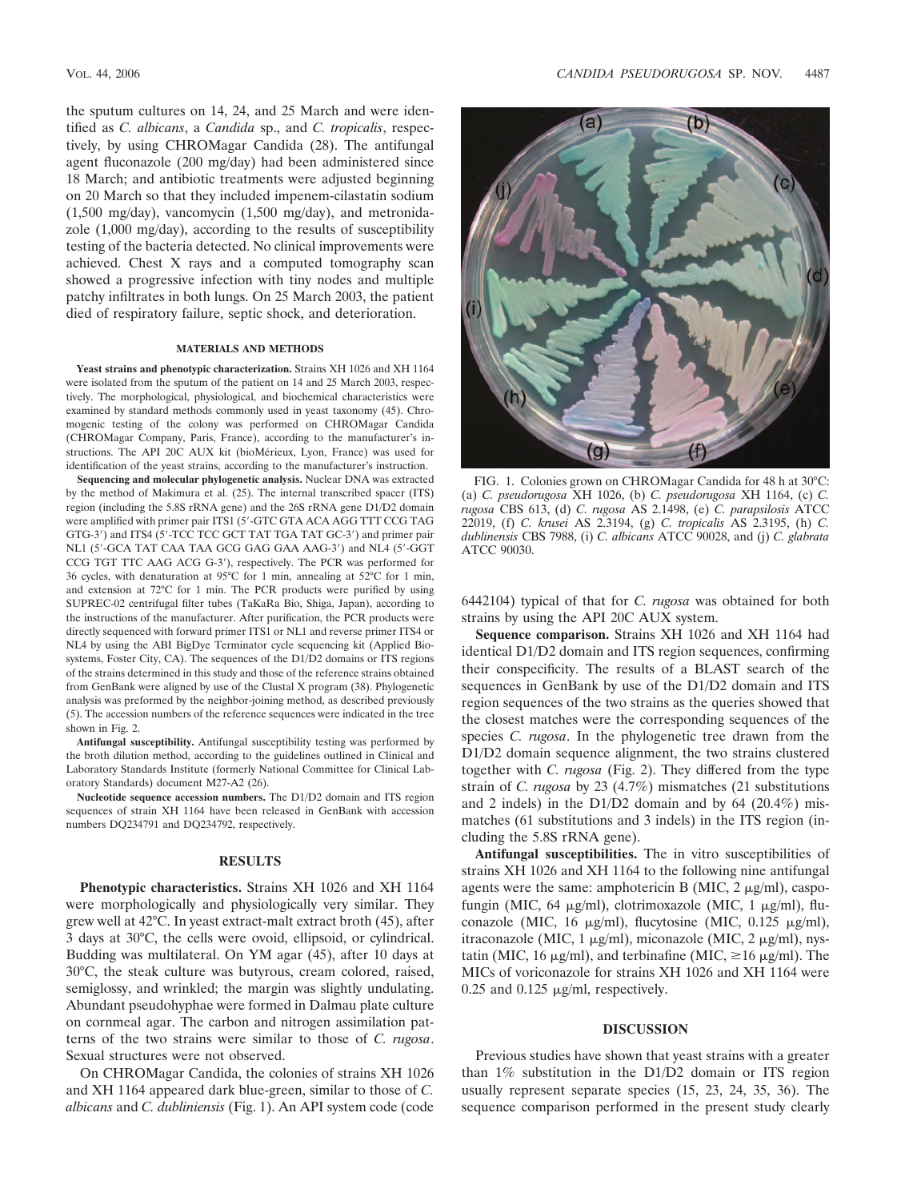the sputum cultures on 14, 24, and 25 March and were identified as *C. albicans*, a *Candida* sp., and *C. tropicalis*, respectively, by using CHROMagar Candida (28). The antifungal agent fluconazole (200 mg/day) had been administered since 18 March; and antibiotic treatments were adjusted beginning on 20 March so that they included impenem-cilastatin sodium (1,500 mg/day), vancomycin (1,500 mg/day), and metronidazole (1,000 mg/day), according to the results of susceptibility testing of the bacteria detected. No clinical improvements were achieved. Chest X rays and a computed tomography scan showed a progressive infection with tiny nodes and multiple patchy infiltrates in both lungs. On 25 March 2003, the patient died of respiratory failure, septic shock, and deterioration.

## MATERIALS AND METHODS

**Yeast strains and phenotypic characterization.** Strains XH 1026 and XH 1164 were isolated from the sputum of the patient on 14 and 25 March 2003, respectively. The morphological, physiological, and biochemical characteristics were examined by standard methods commonly used in yeast taxonomy (45). Chromogenic testing of the colony was performed on CHROMagar Candida (CHROMagar Company, Paris, France), according to the manufacturer's instructions. The API 20C AUX kit (bioMérieux, Lyon, France) was used for identification of the yeast strains, according to the manufacturer's instruction.

**Sequencing and molecular phylogenetic analysis.** Nuclear DNA was extracted by the method of Makimura et al. (25). The internal transcribed spacer (ITS) region (including the 5.8S rRNA gene) and the 26S rRNA gene D1/D2 domain were amplified with primer pair ITS1 (5′-GTC GTA ACA AGG TTT CCG TAG GTG-3′) and ITS4 (5′-TCC TCC GCT TAT TGA TAT GC-3′) and primer pair NL1 (5′-GCA TAT CAA TAA GCG GAG GAA AAG-3′) and NL4 (5′-GGT CCG TGT TTC AAG ACG G-3′), respectively. The PCR was performed for 36 cycles, with denaturation at 95°C for 1 min, annealing at 52°C for 1 min, and extension at 72°C for 1 min. The PCR products were purified by using SUPREC-02 centrifugal filter tubes (TaKaRa Bio, Shiga, Japan), according to the instructions of the manufacturer. After purification, the PCR products were directly sequenced with forward primer ITS1 or NL1 and reverse primer ITS4 or NL4 by using the ABI BigDye Terminator cycle sequencing kit (Applied Biosystems, Foster City, CA). The sequences of the D1/D2 domains or ITS regions of the strains determined in this study and those of the reference strains obtained from GenBank were aligned by use of the Clustal X program (38). Phylogenetic analysis was preformed by the neighbor-joining method, as described previously (5). The accession numbers of the reference sequences were indicated in the tree shown in Fig. 2.

**Antifungal susceptibility.** Antifungal susceptibility testing was performed by the broth dilution method, according to the guidelines outlined in Clinical and Laboratory Standards Institute (formerly National Committee for Clinical Laboratory Standards) document M27-A2 (26).

**Nucleotide sequence accession numbers.** The D1/D2 domain and ITS region sequences of strain XH 1164 have been released in GenBank with accession numbers DQ234791 and DQ234792, respectively.

## RESULTS

**Phenotypic characteristics.** Strains XH 1026 and XH 1164 were morphologically and physiologically very similar. They grew well at 42°C. In yeast extract-malt extract broth (45), after 3 days at 30°C, the cells were ovoid, ellipsoid, or cylindrical. Budding was multilateral. On YM agar (45), after 10 days at 30°C, the steak culture was butyrous, cream colored, raised, semiglossy, and wrinkled; the margin was slightly undulating. Abundant pseudohyphae were formed in Dalmau plate culture on cornmeal agar. The carbon and nitrogen assimilation patterns of the two strains were similar to those of *C. rugosa*. Sexual structures were not observed.

On CHROMagar Candida, the colonies of strains XH 1026 and XH 1164 appeared dark blue-green, similar to those of *C. albicans* and *C. dubliniensis* (Fig. 1). An API system code (code 6442104) typical of that for *C. rugosa* was obtained for both strains by using the API 20C AUX system.

FIG. 1. Colonies grown on CHROMagar Candida for 48 h at 30°C: (a) *C. pseudorugosa* XH 1026, (b) *C. pseudorugosa* XH 1164, (c) *C. rugosa* CBS 613, (d) *C. rugosa* AS 2.1498, (e) *C. parapsilosis* ATCC 22019, (f) *C. krusei* AS 2.3194, (g) *C. tropicalis* AS 2.3195, (h) *C. dublinensis* CBS 7988, (i) *C. albicans* ATCC 90028, and (j) *C. glabrata* ATCC 90030.

**Sequence comparison.** Strains XH 1026 and XH 1164 had identical D1/D2 domain and ITS region sequences, confirming their conspecificity. The results of a BLAST search of the sequences in GenBank by use of the D1/D2 domain and ITS region sequences of the two strains as the queries showed that the closest matches were the corresponding sequences of the species *C. rugosa*. In the phylogenetic tree drawn from the D1/D2 domain sequence alignment, the two strains clustered together with *C. rugosa* (Fig. 2). They differed from the type strain of *C. rugosa* by 23 (4.7%) mismatches (21 substitutions and 2 indels) in the D1/D2 domain and by 64 (20.4%) mismatches (61 substitutions and 3 indels) in the ITS region (including the 5.8S rRNA gene).

**Antifungal susceptibilities.** The in vitro susceptibilities of strains XH 1026 and XH 1164 to the following nine antifungal agents were the same: amphotericin B (MIC, 2 μg/ml), caspofungin (MIC, 64 μg/ml), clotrimoxazole (MIC, 1 μg/ml), fluconazole (MIC, 16 μg/ml), flucytosine (MIC, 0.125 μg/ml), itraconazole (MIC, 1 μg/ml), miconazole (MIC, 2 μg/ml), nystatin (MIC, 16 μg/ml), and terbinafine (MIC, ≥16 μg/ml). The MICs of voriconazole for strains XH 1026 and XH 1164 were 0.25 and 0.125 μg/ml, respectively.

## DISCUSSION

Previous studies have shown that yeast strains with a greater than 1% substitution in the D1/D2 domain or ITS region usually represent separate species (15, 23, 24, 35, 36). The sequence comparison performed in the present study clearly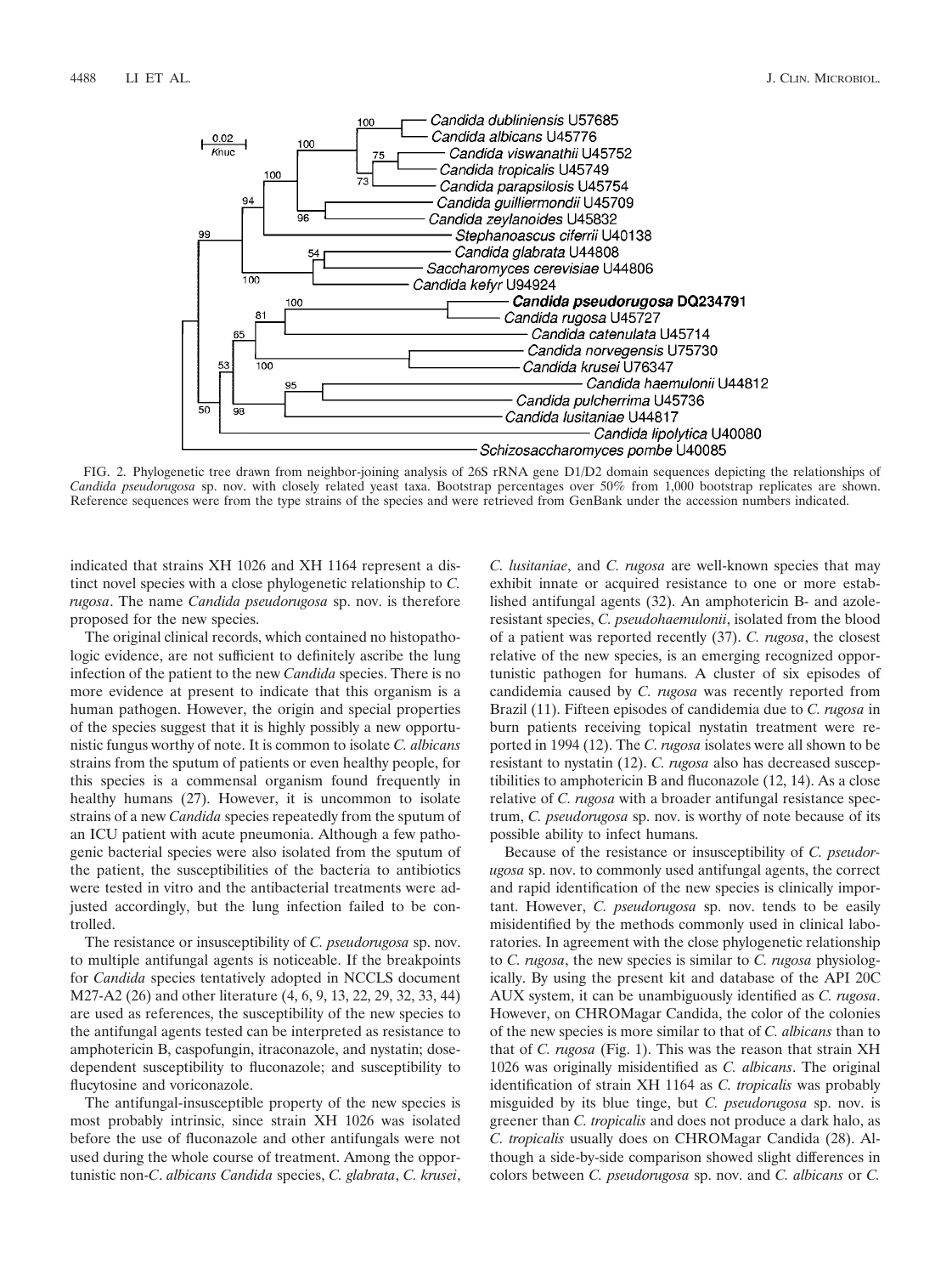FIG. 2. Phylogenetic tree drawn from neighbor-joining analysis of 26S rRNA gene D1/D2 domain sequences depicting the relationships of *Candida pseudorugosa* sp. nov. with closely related yeast taxa. Bootstrap percentages over 50% from 1,000 bootstrap replicates are shown. Reference sequences were from the type strains of the species and were retrieved from GenBank under the accession numbers indicated.

indicated that strains XH 1026 and XH 1164 represent a distinct novel species with a close phylogenetic relationship to *C. rugosa*. The name *Candida pseudorugosa* sp. nov. is therefore proposed for the new species.

The original clinical records, which contained no histopathologic evidence, are not sufficient to definitely ascribe the lung infection of the patient to the new *Candida* species. There is no more evidence at present to indicate that this organism is a human pathogen. However, the origin and special properties of the species suggest that it is highly possibly a new opportunistic fungus worthy of note. It is common to isolate *C. albicans* strains from the sputum of patients or even healthy people, for this species is a commensal organism found frequently in healthy humans (27). However, it is uncommon to isolate strains of a new *Candida* species repeatedly from the sputum of an ICU patient with acute pneumonia. Although a few pathogenic bacterial species were also isolated from the sputum of the patient, the susceptibilities of the bacteria to antibiotics were tested in vitro and the antibacterial treatments were adjusted accordingly, but the lung infection failed to be controlled.

The resistance or insusceptibility of *C. pseudorugosa* sp. nov. to multiple antifungal agents is noticeable. If the breakpoints for *Candida* species tentatively adopted in NCCLS document M27-A2 (26) and other literature (4, 6, 9, 13, 22, 29, 32, 33, 44) are used as references, the susceptibility of the new species to the antifungal agents tested can be interpreted as resistance to amphotericin B, caspofungin, itraconazole, and nystatin; dose-dependent susceptibility to fluconazole; and susceptibility to flucytosine and voriconazole.

The antifungal-insusceptible property of the new species is most probably intrinsic, since strain XH 1026 was isolated before the use of fluconazole and other antifungals were not used during the whole course of treatment. Among the opportunistic non-*C. albicans Candida* species, *C. glabrata*, *C. krusei*, *C. lusitaniae*, and *C. rugosa* are well-known species that may exhibit innate or acquired resistance to one or more established antifungal agents (32). An amphotericin B- and azole-resistant species, *C. pseudohaemulonii*, isolated from the blood of a patient was reported recently (37). *C. rugosa*, the closest relative of the new species, is an emerging recognized opportunistic pathogen for humans. A cluster of six episodes of candidemia caused by *C. rugosa* was recently reported from Brazil (11). Fifteen episodes of candidemia due to *C. rugosa* in burn patients receiving topical nystatin treatment were reported in 1994 (12). The *C. rugosa* isolates were all shown to be resistant to nystatin (12). *C. rugosa* also has decreased susceptibilities to amphotericin B and fluconazole (12, 14). As a close relative of *C. rugosa* with a broader antifungal resistance spectrum, *C. pseudorugosa* sp. nov. is worthy of note because of its possible ability to infect humans.

Because of the resistance or insusceptibility of *C. pseudorugosa* sp. nov. to commonly used antifungal agents, the correct and rapid identification of the new species is clinically important. However, *C. pseudorugosa* sp. nov. tends to be easily misidentified by the methods commonly used in clinical laboratories. In agreement with the close phylogenetic relationship to *C. rugosa*, the new species is similar to *C. rugosa* physiologically. By using the present kit and database of the API 20C AUX system, it can be unambiguously identified as *C. rugosa*. However, on CHROMagar Candida, the color of the colonies of the new species is more similar to that of *C. albicans* than to that of *C. rugosa* (Fig. 1). This was the reason that strain XH 1026 was originally misidentified as *C. albicans*. The original identification of strain XH 1164 as *C. tropicalis* was probably misguided by its blue tinge, but *C. pseudorugosa* sp. nov. is greener than *C. tropicalis* and does not produce a dark halo, as *C. tropicalis* usually does on CHROMagar Candida (28). Although a side-by-side comparison showed slight differences in colors between *C. pseudorugosa* sp. nov. and *C. albicans* or *C.*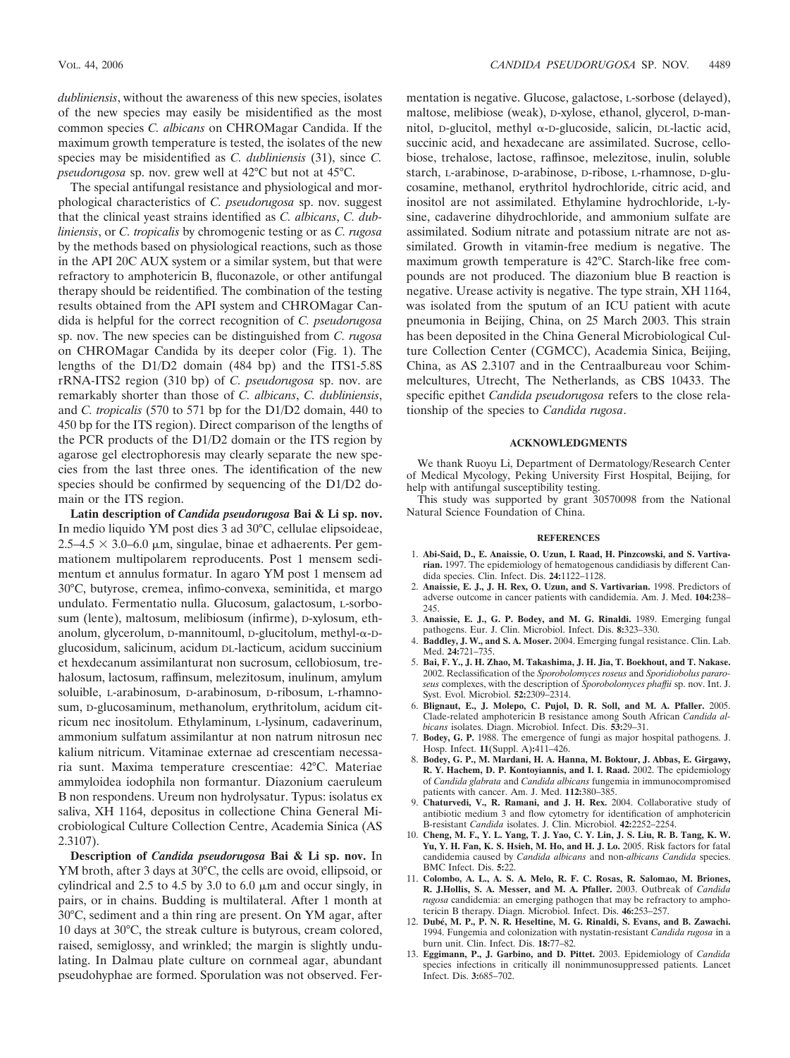*dubliniensis*, without the awareness of this new species, isolates of the new species may easily be misidentified as the most common species *C. albicans* on CHROMagar Candida. If the maximum growth temperature is tested, the isolates of the new species may be misidentified as *C. dubliniensis* (31), since *C. pseudorugosa* sp. nov. grew well at 42°C but not at 45°C.

The special antifungal resistance and physiological and morphological characteristics of *C. pseudorugosa* sp. nov. suggest that the clinical yeast strains identified as *C. albicans*, *C. dubliniensis*, or *C. tropicalis* by chromogenic testing or as *C. rugosa* by the methods based on physiological reactions, such as those in the API 20C AUX system or a similar system, but that were refractory to amphotericin B, fluconazole, or other antifungal therapy should be reidentified. The combination of the testing results obtained from the API system and CHROMagar Candida is helpful for the correct recognition of *C. pseudorugosa* sp. nov. The new species can be distinguished from *C. rugosa* on CHROMagar Candida by its deeper color (Fig. 1). The lengths of the D1/D2 domain (484 bp) and the ITS1-5.8S rRNA-ITS2 region (310 bp) of *C. pseudorugosa* sp. nov. are remarkably shorter than those of *C. albicans*, *C. dubliniensis*, and *C. tropicalis* (570 to 571 bp for the D1/D2 domain, 440 to 450 bp for the ITS region). Direct comparison of the lengths of the PCR products of the D1/D2 domain or the ITS region by agarose gel electrophoresis may clearly separate the new species from the last three ones. The identification of the new species should be confirmed by sequencing of the D1/D2 domain or the ITS region.

**Latin description of *Candida pseudorugosa* Bai & Li sp. nov.** In medio liquido YM post dies 3 ad 30°C, cellulae elipsoideae, 2.5–4.5 × 3.0–6.0 μm, singulae, binae et adhaerents. Per gemmationem multipolarem reproducents. Post 1 mensem sedimentum et annulus formatur. In agaro YM post 1 mensem ad 30°C, butyrose, cremea, infimo-convexa, seminitida, et margo undulato. Fermentatio nulla. Glucosum, galactosum, L-sorbosum (lente), maltosum, melibiosum (infirme), D-xylosum, ethanolum, glycerolum, D-mannitouml, D-glucitolum, methyl-α-D-glucosidum, salicinum, acidum DL-lacticum, acidum succinium et hexdecanum assimilanturat non sucrosum, cellobiosum, trehalosum, lactosum, raffinosum, melezitosum, inulinum, amylum soluible, L-arabinosum, D-arabinosum, D-ribosum, L-rhamnosum, D-glucosaminum, methanolum, erythritolum, acidum citricum nec inositolum. Ethylaminum, L-lysinum, cadaverinum, ammonium sulfatum assimilantur at non natrum nitrosun nec kalium nitricum. Vitaminae externae ad crescentiam necessaria sunt. Maxima temperature crescentiae: 42°C. Materiae ammyloidea iodophila non formantur. Diazonium caeruleum B non respondens. Ureum non hydrolysatur. Typus: isolatus ex saliva, XH 1164, depositus in collectione China General Microbiological Culture Collection Centre, Academia Sinica (AS 2.3107).

**Description of *Candida pseudorugosa* Bai & Li sp. nov.** In YM broth, after 3 days at 30°C, the cells are ovoid, ellipsoid, or cylindrical and 2.5 to 4.5 by 3.0 to 6.0 μm and occur singly, in pairs, or in chains. Budding is multilateral. After 1 month at 30°C, sediment and a thin ring are present. On YM agar, after 10 days at 30°C, the streak culture is butyrous, cream colored, raised, semiglossy, and wrinkled; the margin is slightly undulating. In Dalmau plate culture on cornmeal agar, abundant pseudohyphae are formed. Sporulation was not observed. Fermentation is negative. Glucose, galactose, L-sorbose (delayed), maltose, melibiose (weak), D-xylose, ethanol, glycerol, D-mannitol, D-glucitol, methyl α-D-glucoside, salicin, DL-lactic acid, succinic acid, and hexadecane are assimilated. Sucrose, cellobiose, trehalose, lactose, raffinsoe, melezitose, inulin, soluble starch, L-arabinose, D-arabinose, D-ribose, L-rhamnose, D-glucosamine, methanol, erythritol hydrochloride, citric acid, and inositol are not assimilated. Ethylamine hydrochloride, L-lysine, cadaverine dihydrochloride, and ammonium sulfate are assimilated. Sodium nitrate and potassium nitrate are not assimilated. Growth in vitamin-free medium is negative. The maximum growth temperature is 42°C. Starch-like free compounds are not produced. The diazonium blue B reaction is negative. Urease activity is negative. The type strain, XH 1164, was isolated from the sputum of an ICU patient with acute pneumonia in Beijing, China, on 25 March 2003. This strain has been deposited in the China General Microbiological Culture Collection Center (CGMCC), Academia Sinica, Beijing, China, as AS 2.3107 and in the Centraalbureau voor Schimmelcultures, Utrecht, The Netherlands, as CBS 10433. The specific epithet *Candida pseudorugosa* refers to the close relationship of the species to *Candida rugosa*.

## ACKNOWLEDGMENTS

We thank Ruoyu Li, Department of Dermatology/Research Center of Medical Mycology, Peking University First Hospital, Beijing, for help with antifungal susceptibility testing.

This study was supported by grant 30570098 from the National Natural Science Foundation of China.

## REFERENCES

1. **Abi-Said, D., E. Anaissie, O. Uzun, I. Raad, H. Pinzcowski, and S. Vartivarian.** 1997. The epidemiology of hematogenous candidiasis by different Candida species. Clin. Infect. Dis. **24:**1122–1128.
2. **Anaissie, E. J., J. H. Rex, O. Uzun, and S. Vartivarian.** 1998. Predictors of adverse outcome in cancer patients with candidemia. Am. J. Med. **104:**238–245.
3. **Anaissie, E. J., G. P. Bodey, and M. G. Rinaldi.** 1989. Emerging fungal pathogens. Eur. J. Clin. Microbiol. Infect. Dis. **8:**323–330.
4. **Baddley, J. W., and S. A. Moser.** 2004. Emerging fungal resistance. Clin. Lab. Med. **24:**721–735.
5. **Bai, F. Y., J. H. Zhao, M. Takashima, J. H. Jia, T. Boekhout, and T. Nakase.** 2002. Reclassification of the *Sporobolomyces roseus* and *Sporidiobolus pararoseus* complexes, with the description of *Sporobolomyces phaffii* sp. nov. Int. J. Syst. Evol. Microbiol. **52:**2309–2314.
6. **Blignaut, E., J. Molepo, C. Pujol, D. R. Soll, and M. A. Pfaller.** 2005. Clade-related amphotericin B resistance among South African *Candida albicans* isolates. Diagn. Microbiol. Infect. Dis. **53:**29–31.
7. **Bodey, G. P.** 1988. The emergence of fungi as major hospital pathogens. J. Hosp. Infect. **11**(Suppl. A)**:**411–426.
8. **Bodey, G. P., M. Mardani, H. A. Hanna, M. Boktour, J. Abbas, E. Girgawy, R. Y. Hachem, D. P. Kontoyiannis, and I. I. Raad.** 2002. The epidemiology of *Candida glabrata* and *Candida albicans* fungemia in immunocompromised patients with cancer. Am. J. Med. **112:**380–385.
9. **Chaturvedi, V., R. Ramani, and J. H. Rex.** 2004. Collaborative study of antibiotic medium 3 and flow cytometry for identification of amphotericin B-resistant *Candida* isolates. J. Clin. Microbiol. **42:**2252–2254.
10. **Cheng, M. F., Y. L. Yang, T. J. Yao, C. Y. Lin, J. S. Liu, R. B. Tang, K. W. Yu, Y. H. Fan, K. S. Hsieh, M. Ho, and H. J. Lo.** 2005. Risk factors for fatal candidemia caused by *Candida albicans* and non-*albicans Candida* species. BMC Infect. Dis. **5:**22.
11. **Colombo, A. L., A. S. A. Melo, R. F. C. Rosas, R. Salomao, M. Briones, R. J.Hollis, S. A. Messer, and M. A. Pfaller.** 2003. Outbreak of *Candida rugosa* candidemia: an emerging pathogen that may be refractory to amphotericin B therapy. Diagn. Microbiol. Infect. Dis. **46:**253–257.
12. **Dubé, M. P., P. N. R. Heseltine, M. G. Rinaldi, S. Evans, and B. Zawachi.** 1994. Fungemia and colonization with nystatin-resistant *Candida rugosa* in a burn unit. Clin. Infect. Dis. **18:**77–82.
13. **Eggimann, P., J. Garbino, and D. Pittet.** 2003. Epidemiology of *Candida* species infections in critically ill nonimmunosuppressed patients. Lancet Infect. Dis. **3:**685–702.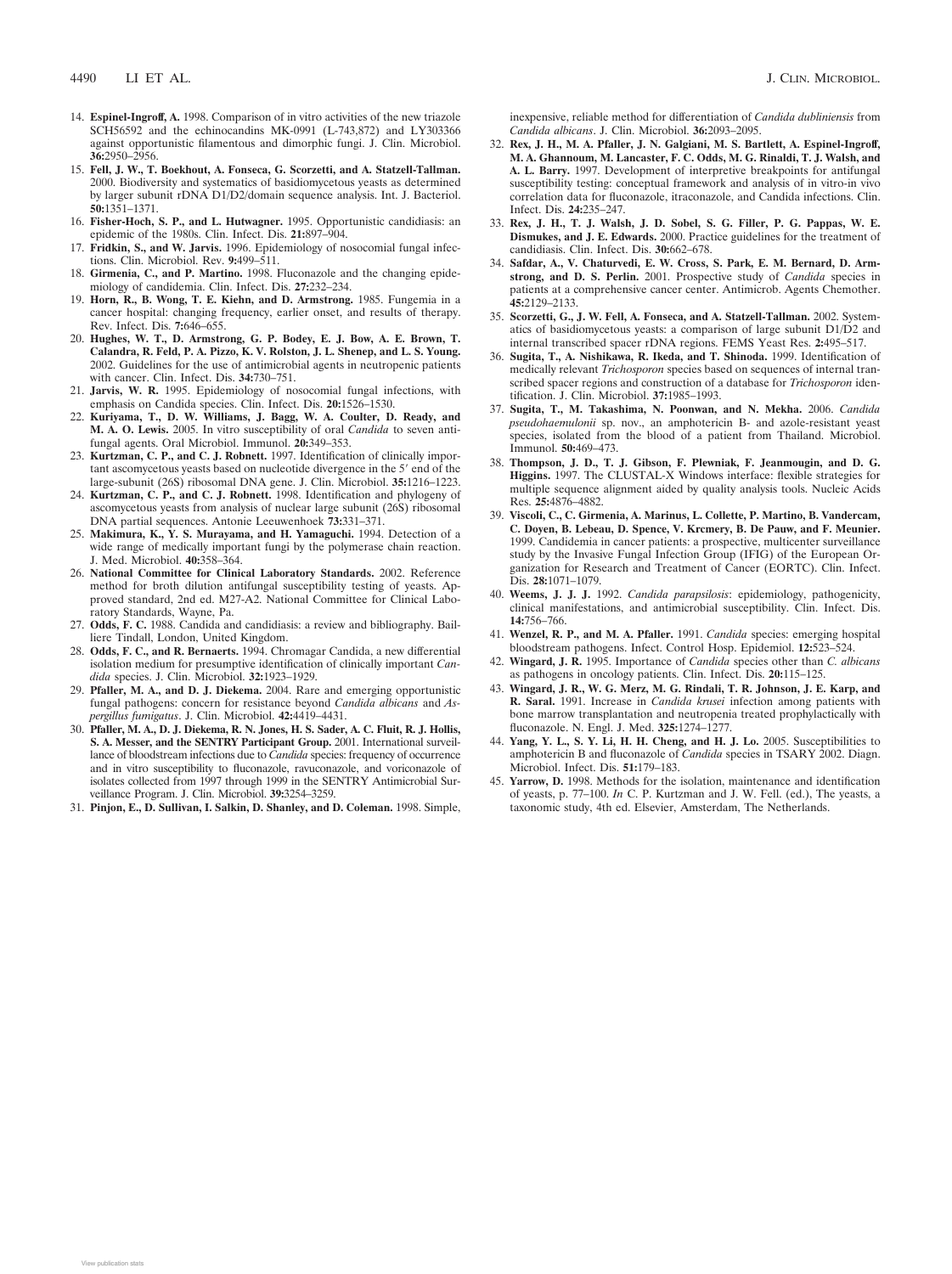14. **Espinel-Ingroff, A.** 1998. Comparison of in vitro activities of the new triazole SCH56592 and the echinocandins MK-0991 (L-743,872) and LY303366 against opportunistic filamentous and dimorphic fungi. J. Clin. Microbiol. **36:**2950–2956.
15. **Fell, J. W., T. Boekhout, A. Fonseca, G. Scorzetti, and A. Statzell-Tallman.** 2000. Biodiversity and systematics of basidiomycetous yeasts as determined by larger subunit rDNA D1/D2/domain sequence analysis. Int. J. Bacteriol. **50:**1351–1371.
16. **Fisher-Hoch, S. P., and L. Hutwagner.** 1995. Opportunistic candidiasis: an epidemic of the 1980s. Clin. Infect. Dis. **21:**897–904.
17. **Fridkin, S., and W. Jarvis.** 1996. Epidemiology of nosocomial fungal infections. Clin. Microbiol. Rev. **9:**499–511.
18. **Girmenia, C., and P. Martino.** 1998. Fluconazole and the changing epidemiology of candidemia. Clin. Infect. Dis. **27:**232–234.
19. **Horn, R., B. Wong, T. E. Kiehn, and D. Armstrong.** 1985. Fungemia in a cancer hospital: changing frequency, earlier onset, and results of therapy. Rev. Infect. Dis. **7:**646–655.
20. **Hughes, W. T., D. Armstrong, G. P. Bodey, E. J. Bow, A. E. Brown, T. Calandra, R. Feld, P. A. Pizzo, K. V. Rolston, J. L. Shenep, and L. S. Young.** 2002. Guidelines for the use of antimicrobial agents in neutropenic patients with cancer. Clin. Infect. Dis. **34:**730–751.
21. **Jarvis, W. R.** 1995. Epidemiology of nosocomial fungal infections, with emphasis on Candida species. Clin. Infect. Dis. **20:**1526–1530.
22. **Kuriyama, T., D. W. Williams, J. Bagg, W. A. Coulter, D. Ready, and M. A. O. Lewis.** 2005. In vitro susceptibility of oral *Candida* to seven antifungal agents. Oral Microbiol. Immunol. **20:**349–353.
23. **Kurtzman, C. P., and C. J. Robnett.** 1997. Identification of clinically important ascomycetous yeasts based on nucleotide divergence in the 5′ end of the large-subunit (26S) ribosomal DNA gene. J. Clin. Microbiol. **35:**1216–1223.
24. **Kurtzman, C. P., and C. J. Robnett.** 1998. Identification and phylogeny of ascomycetous yeasts from analysis of nuclear large subunit (26S) ribosomal DNA partial sequences. Antonie Leeuwenhoek **73:**331–371.
25. **Makimura, K., Y. S. Murayama, and H. Yamaguchi.** 1994. Detection of a wide range of medically important fungi by the polymerase chain reaction. J. Med. Microbiol. **40:**358–364.
26. **National Committee for Clinical Laboratory Standards.** 2002. Reference method for broth dilution antifungal susceptibility testing of yeasts. Approved standard, 2nd ed. M27-A2. National Committee for Clinical Laboratory Standards, Wayne, Pa.
27. **Odds, F. C.** 1988. Candida and candidiasis: a review and bibliography. Bailliere Tindall, London, United Kingdom.
28. **Odds, F. C., and R. Bernaerts.** 1994. Chromagar Candida, a new differential isolation medium for presumptive identification of clinically important *Candida* species. J. Clin. Microbiol. **32:**1923–1929.
29. **Pfaller, M. A., and D. J. Diekema.** 2004. Rare and emerging opportunistic fungal pathogens: concern for resistance beyond *Candida albicans* and *Aspergillus fumigatus*. J. Clin. Microbiol. **42:**4419–4431.
30. **Pfaller, M. A., D. J. Diekema, R. N. Jones, H. S. Sader, A. C. Fluit, R. J. Hollis, S. A. Messer, and the SENTRY Participant Group.** 2001. International surveillance of bloodstream infections due to *Candida* species: frequency of occurrence and in vitro susceptibility to fluconazole, ravuconazole, and voriconazole of isolates collected from 1997 through 1999 in the SENTRY Antimicrobial Surveillance Program. J. Clin. Microbiol. **39:**3254–3259.
31. **Pinjon, E., D. Sullivan, I. Salkin, D. Shanley, and D. Coleman.** 1998. Simple, inexpensive, reliable method for differentiation of *Candida dubliniensis* from *Candida albicans*. J. Clin. Microbiol. **36:**2093–2095.
32. **Rex, J. H., M. A. Pfaller, J. N. Galgiani, M. S. Bartlett, A. Espinel-Ingroff, M. A. Ghannoum, M. Lancaster, F. C. Odds, M. G. Rinaldi, T. J. Walsh, and A. L. Barry.** 1997. Development of interpretive breakpoints for antifungal susceptibility testing: conceptual framework and analysis of in vitro-in vivo correlation data for fluconazole, itraconazole, and Candida infections. Clin. Infect. Dis. **24:**235–247.
33. **Rex, J. H., T. J. Walsh, J. D. Sobel, S. G. Filler, P. G. Pappas, W. E. Dismukes, and J. E. Edwards.** 2000. Practice guidelines for the treatment of candidiasis. Clin. Infect. Dis. **30:**662–678.
34. **Safdar, A., V. Chaturvedi, E. W. Cross, S. Park, E. M. Bernard, D. Armstrong, and D. S. Perlin.** 2001. Prospective study of *Candida* species in patients at a comprehensive cancer center. Antimicrob. Agents Chemother. **45:**2129–2133.
35. **Scorzetti, G., J. W. Fell, A. Fonseca, and A. Statzell-Tallman.** 2002. Systematics of basidiomycetous yeasts: a comparison of large subunit D1/D2 and internal transcribed spacer rDNA regions. FEMS Yeast Res. **2:**495–517.
36. **Sugita, T., A. Nishikawa, R. Ikeda, and T. Shinoda.** 1999. Identification of medically relevant *Trichosporon* species based on sequences of internal transcribed spacer regions and construction of a database for *Trichosporon* identification. J. Clin. Microbiol. **37:**1985–1993.
37. **Sugita, T., M. Takashima, N. Poonwan, and N. Mekha.** 2006. *Candida pseudohaemulonii* sp. nov., an amphotericin B- and azole-resistant yeast species, isolated from the blood of a patient from Thailand. Microbiol. Immunol. **50:**469–473.
38. **Thompson, J. D., T. J. Gibson, F. Plewniak, F. Jeanmougin, and D. G. Higgins.** 1997. The CLUSTAL-X Windows interface: flexible strategies for multiple sequence alignment aided by quality analysis tools. Nucleic Acids Res. **25:**4876–4882.
39. **Viscoli, C., C. Girmenia, A. Marinus, L. Collette, P. Martino, B. Vandercam, C. Doyen, B. Lebeau, D. Spence, V. Krcmery, B. De Pauw, and F. Meunier.** 1999. Candidemia in cancer patients: a prospective, multicenter surveillance study by the Invasive Fungal Infection Group (IFIG) of the European Organization for Research and Treatment of Cancer (EORTC). Clin. Infect. Dis. **28:**1071–1079.
40. **Weems, J. J. J.** 1992. *Candida parapsilosis*: epidemiology, pathogenicity, clinical manifestations, and antimicrobial susceptibility. Clin. Infect. Dis. **14:**756–766.
41. **Wenzel, R. P., and M. A. Pfaller.** 1991. *Candida* species: emerging hospital bloodstream pathogens. Infect. Control Hosp. Epidemiol. **12:**523–524.
42. **Wingard, J. R.** 1995. Importance of *Candida* species other than *C. albicans* as pathogens in oncology patients. Clin. Infect. Dis. **20:**115–125.
43. **Wingard, J. R., W. G. Merz, M. G. Rindali, T. R. Johnson, J. E. Karp, and R. Saral.** 1991. Increase in *Candida krusei* infection among patients with bone marrow transplantation and neutropenia treated prophylactically with fluconazole. N. Engl. J. Med. **325:**1274–1277.
44. **Yang, Y. L., S. Y. Li, H. H. Cheng, and H. J. Lo.** 2005. Susceptibilities to amphotericin B and fluconazole of *Candida* species in TSARY 2002. Diagn. Microbiol. Infect. Dis. **51:**179–183.
45. **Yarrow, D.** 1998. Methods for the isolation, maintenance and identification of yeasts, p. 77–100. *In* C. P. Kurtzman and J. W. Fell (ed.), The yeasts, a taxonomic study, 4th ed. Elsevier, Amsterdam, The Netherlands.